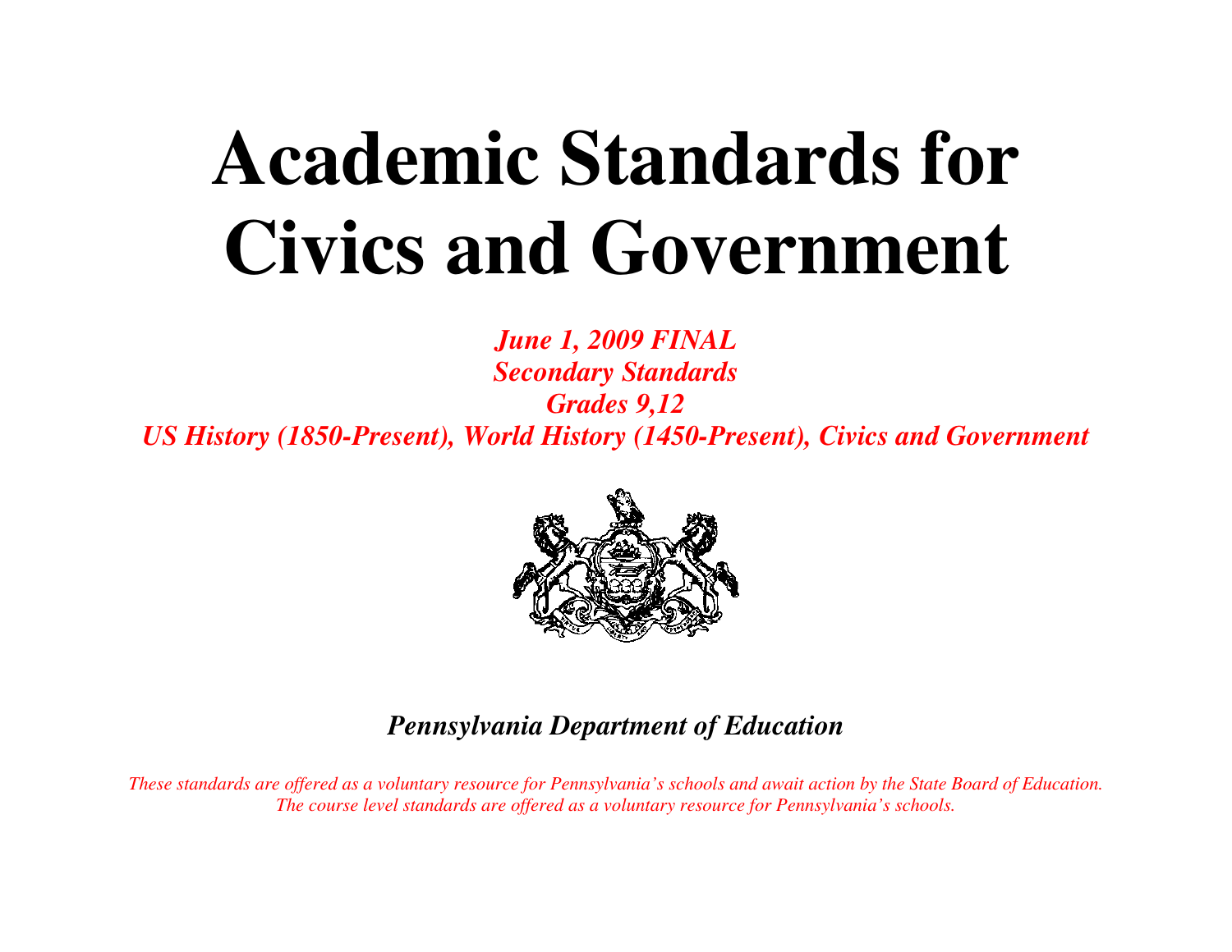# Academic Standards for Civics and Government

***June 1, 2009 FINAL***
***Secondary Standards***
***Grades 9,12***
***US History (1850-Present), World History (1450-Present), Civics and Government***

***Pennsylvania Department of Education***

*These standards are offered as a voluntary resource for Pennsylvania's schools and await action by the State Board of Education.*
*The course level standards are offered as a voluntary resource for Pennsylvania's schools.*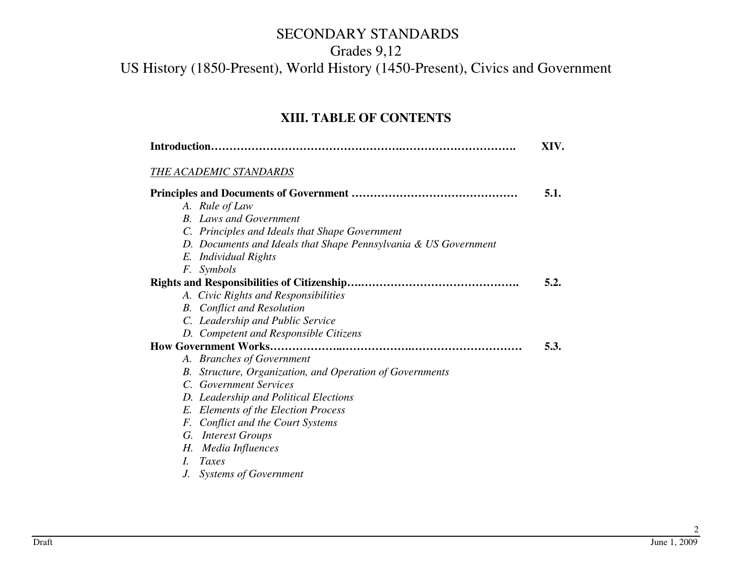# SECONDARY STANDARDS
## Grades 9,12
## US History (1850-Present), World History (1450-Present), Civics and Government

## XIII. TABLE OF CONTENTS

**Introduction…………………………………………….……………………….** **XIV.**

*THE ACADEMIC STANDARDS*

**Principles and Documents of Government ………………………………………** **5.1.**

- *A. Rule of Law*
- *B. Laws and Government*
- *C. Principles and Ideals that Shape Government*
- *D. Documents and Ideals that Shape Pennsylvania & US Government*
- *E. Individual Rights*
- *F. Symbols*

**Rights and Responsibilities of Citizenship….…………………………………….** **5.2.**

- *A. Civic Rights and Responsibilities*
- *B. Conflict and Resolution*
- *C. Leadership and Public Service*
- *D. Competent and Responsible Citizens*

**How Government Works………………..……………….…………………………** **5.3.**

- *A. Branches of Government*
- *B. Structure, Organization, and Operation of Governments*
- *C. Government Services*
- *D. Leadership and Political Elections*
- *E. Elements of the Election Process*
- *F. Conflict and the Court Systems*
- *G. Interest Groups*
- *H. Media Influences*
- *I. Taxes*
- *J. Systems of Government*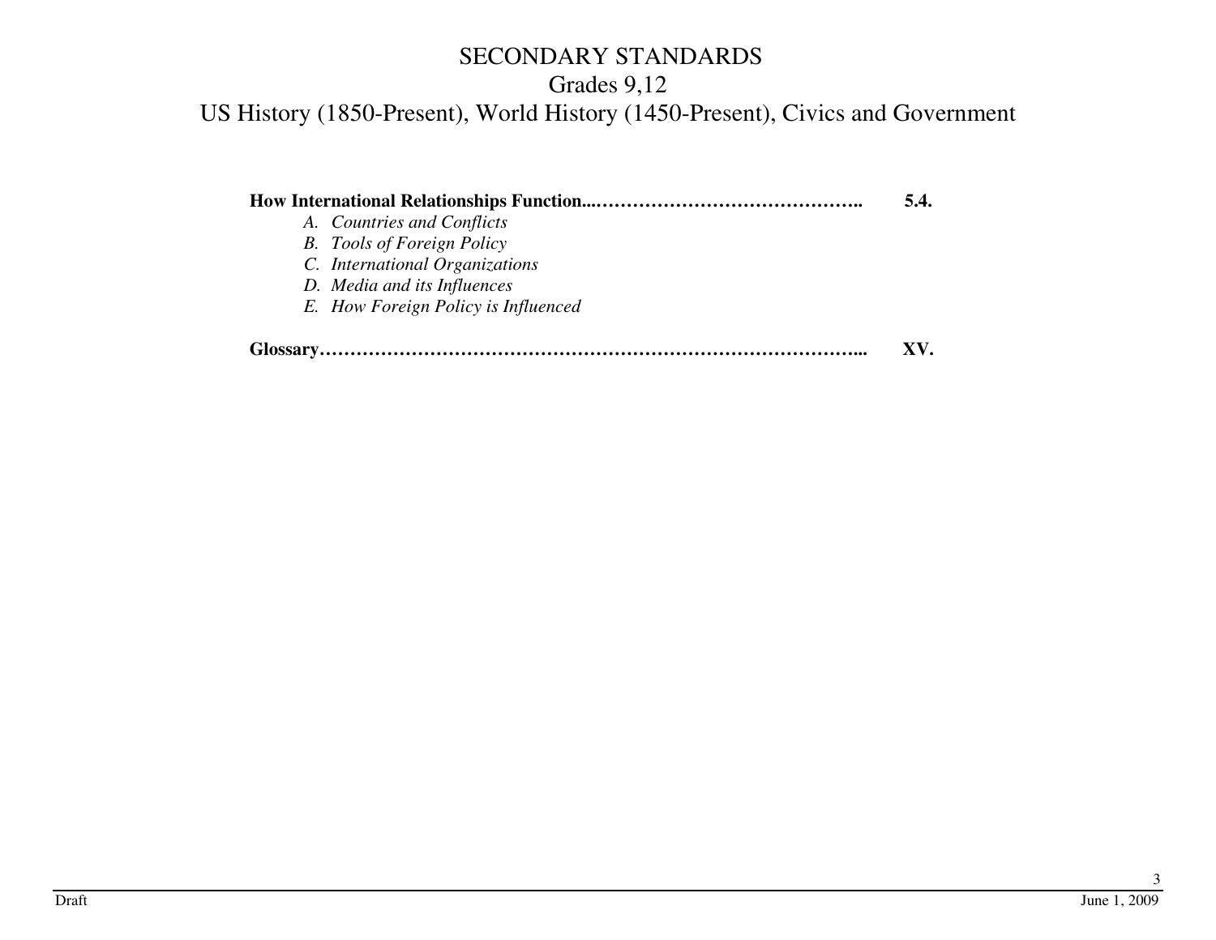# SECONDARY STANDARDS

## Grades 9,12

## US History (1850-Present), World History (1450-Present), Civics and Government

**How International Relationships Function...…………………………………….. 5.4.**

*A. Countries and Conflicts*
*B. Tools of Foreign Policy*
*C. International Organizations*
*D. Media and its Influences*
*E. How Foreign Policy is Influenced*

**Glossary…………………………………………………………………………... XV.**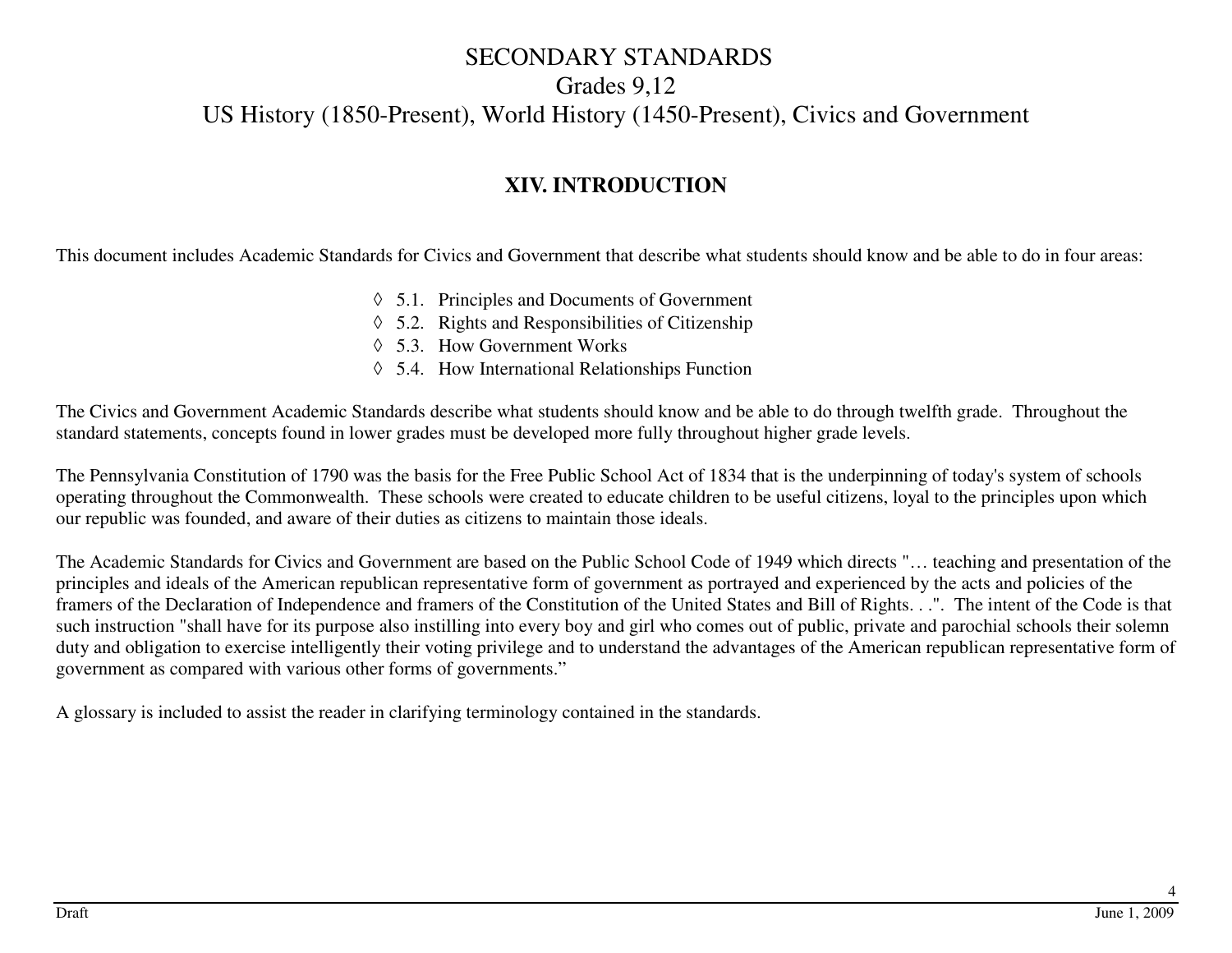# SECONDARY STANDARDS
## Grades 9,12
## US History (1850-Present), World History (1450-Present), Civics and Government

### XIV. INTRODUCTION

This document includes Academic Standards for Civics and Government that describe what students should know and be able to do in four areas:

- ◊ 5.1. Principles and Documents of Government
- ◊ 5.2. Rights and Responsibilities of Citizenship
- ◊ 5.3. How Government Works
- ◊ 5.4. How International Relationships Function

The Civics and Government Academic Standards describe what students should know and be able to do through twelfth grade. Throughout the standard statements, concepts found in lower grades must be developed more fully throughout higher grade levels.

The Pennsylvania Constitution of 1790 was the basis for the Free Public School Act of 1834 that is the underpinning of today's system of schools operating throughout the Commonwealth. These schools were created to educate children to be useful citizens, loyal to the principles upon which our republic was founded, and aware of their duties as citizens to maintain those ideals.

The Academic Standards for Civics and Government are based on the Public School Code of 1949 which directs "… teaching and presentation of the principles and ideals of the American republican representative form of government as portrayed and experienced by the acts and policies of the framers of the Declaration of Independence and framers of the Constitution of the United States and Bill of Rights. . .". The intent of the Code is that such instruction "shall have for its purpose also instilling into every boy and girl who comes out of public, private and parochial schools their solemn duty and obligation to exercise intelligently their voting privilege and to understand the advantages of the American republican representative form of government as compared with various other forms of governments."

A glossary is included to assist the reader in clarifying terminology contained in the standards.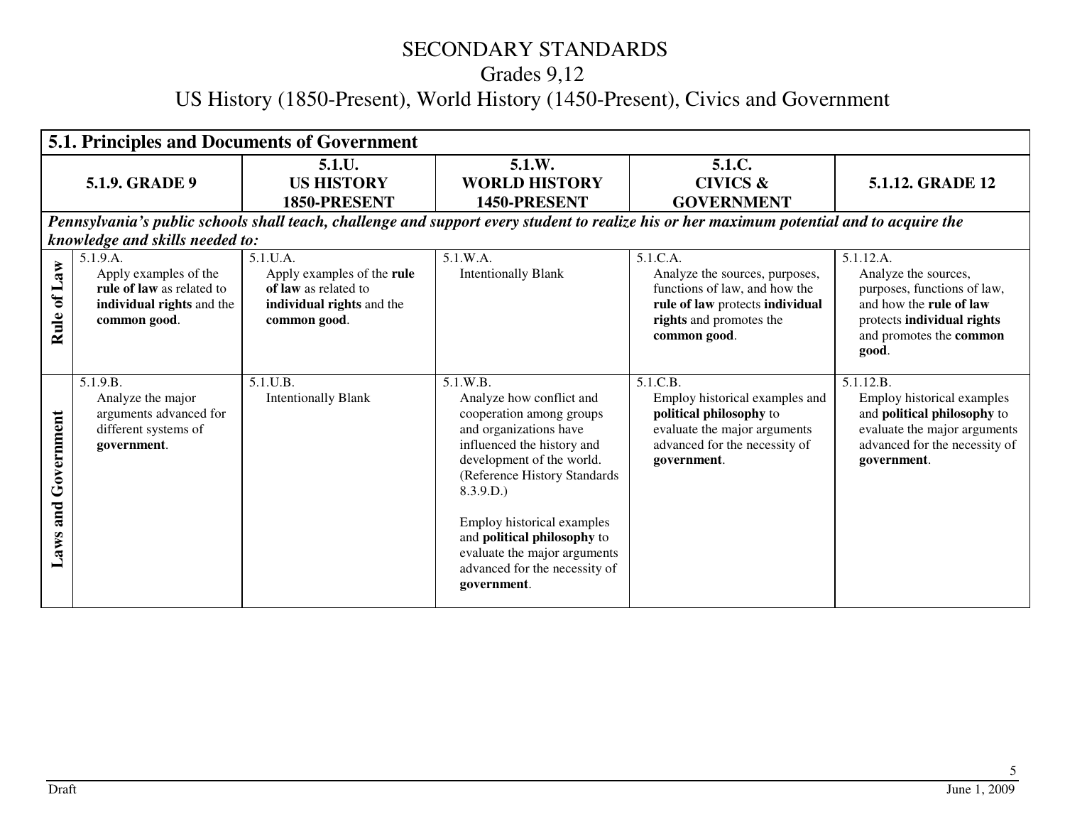# SECONDARY STANDARDS

## Grades 9,12

## US History (1850-Present), World History (1450-Present), Civics and Government

| **5.1. Principles and Documents of Government** | | | | | |
|---|---|---|---|---|---|
| | **5.1.9. GRADE 9** | **5.1.U. US HISTORY 1850-PRESENT** | **5.1.W. WORLD HISTORY 1450-PRESENT** | **5.1.C. CIVICS & GOVERNMENT** | **5.1.12. GRADE 12** |
| ***Pennsylvania's public schools shall teach, challenge and support every student to realize his or her maximum potential and to acquire the knowledge and skills needed to:*** | | | | | |
| **Rule of Law** | 5.1.9.A. Apply examples of the **rule of law** as related to **individual rights** and the **common good**. | 5.1.U.A. Apply examples of the **rule of law** as related to **individual rights** and the **common good**. | 5.1.W.A. Intentionally Blank | 5.1.C.A. Analyze the sources, purposes, functions of law, and how the **rule of law** protects **individual rights** and promotes the **common good**. | 5.1.12.A. Analyze the sources, purposes, functions of law, and how the **rule of law** protects **individual rights** and promotes the **common good**. |
| **Laws and Government** | 5.1.9.B. Analyze the major arguments advanced for different systems of **government**. | 5.1.U.B. Intentionally Blank | 5.1.W.B. Analyze how conflict and cooperation among groups and organizations have influenced the history and development of the world. (Reference History Standards 8.3.9.D.) <br><br> Employ historical examples and **political philosophy** to evaluate the major arguments advanced for the necessity of **government**. | 5.1.C.B. Employ historical examples and **political philosophy** to evaluate the major arguments advanced for the necessity of **government**. | 5.1.12.B. Employ historical examples and **political philosophy** to evaluate the major arguments advanced for the necessity of **government**. |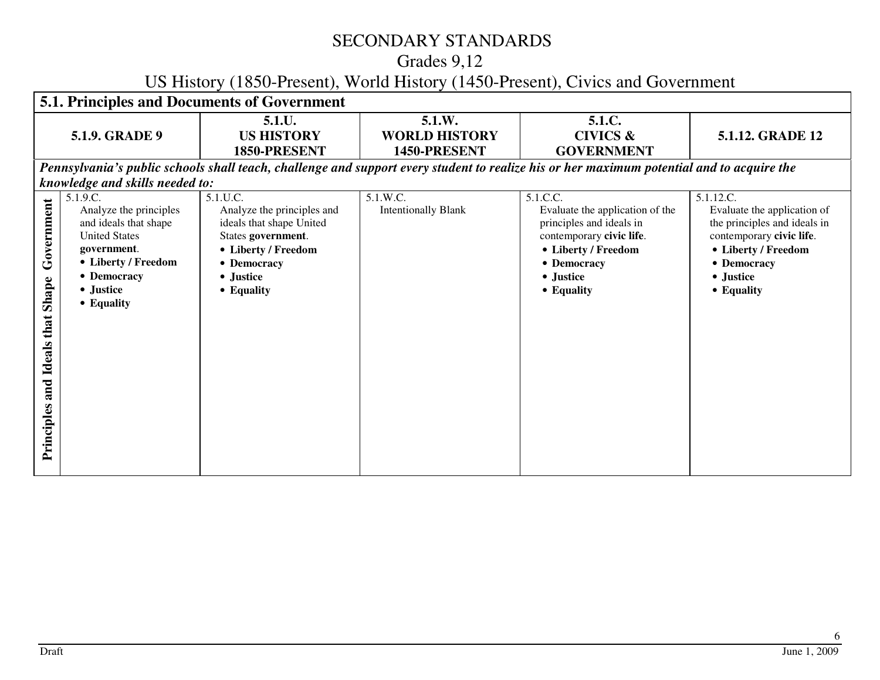# SECONDARY STANDARDS

## Grades 9,12

## US History (1850-Present), World History (1450-Present), Civics and Government

| **5.1. Principles and Documents of Government** | | | | | |
|---|---|---|---|---|---|
| | **5.1.9. GRADE 9** | **5.1.U. US HISTORY 1850-PRESENT** | **5.1.W. WORLD HISTORY 1450-PRESENT** | **5.1.C. CIVICS & GOVERNMENT** | **5.1.12. GRADE 12** |
| ***Pennsylvania's public schools shall teach, challenge and support every student to realize his or her maximum potential and to acquire the knowledge and skills needed to:*** | | | | | |
| **Principles and Ideals that Shape Government** | 5.1.9.C. Analyze the principles and ideals that shape United States **government**. <br>• **Liberty / Freedom** <br>• **Democracy** <br>• **Justice** <br>• **Equality** | 5.1.U.C. Analyze the principles and ideals that shape United States **government**. <br>• **Liberty / Freedom** <br>• **Democracy** <br>• **Justice** <br>• **Equality** | 5.1.W.C. Intentionally Blank | 5.1.C.C. Evaluate the application of the principles and ideals in contemporary **civic life**. <br>• **Liberty / Freedom** <br>• **Democracy** <br>• **Justice** <br>• **Equality** | 5.1.12.C. Evaluate the application of the principles and ideals in contemporary **civic life**. <br>• **Liberty / Freedom** <br>• **Democracy** <br>• **Justice** <br>• **Equality** |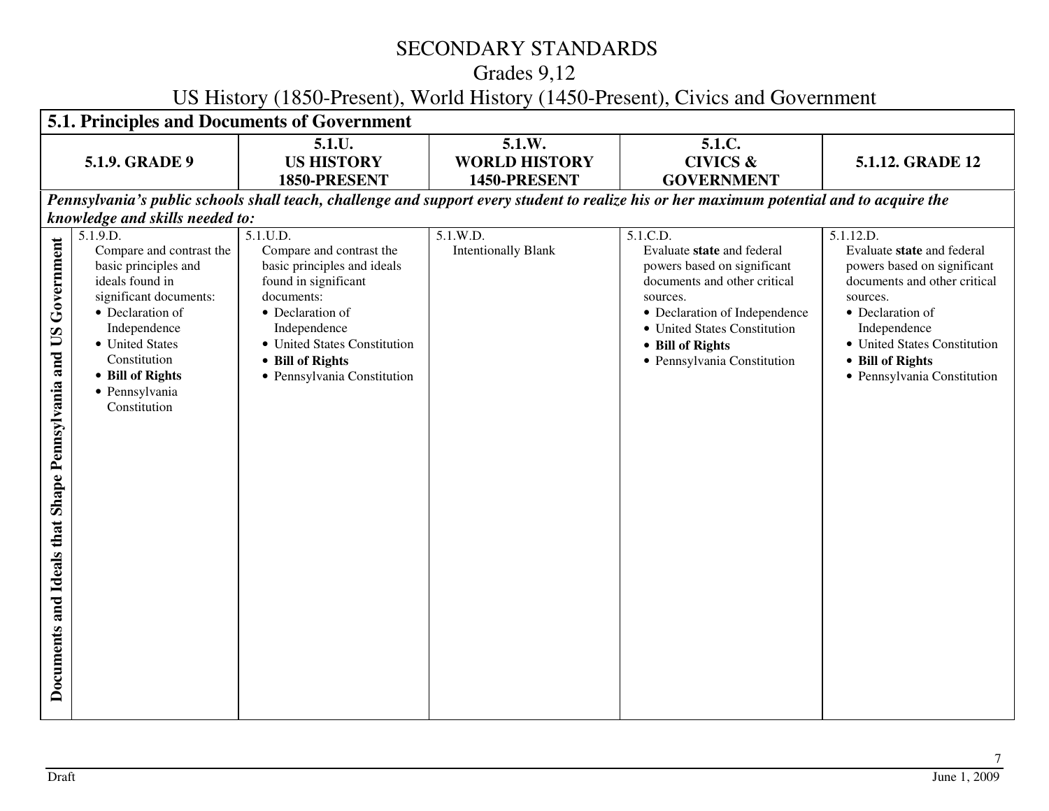# SECONDARY STANDARDS

## Grades 9,12

## US History (1850-Present), World History (1450-Present), Civics and Government

| **5.1. Principles and Documents of Government** | | | | | |
|---|---|---|---|---|---|
| | **5.1.9. GRADE 9** | **5.1.U. US HISTORY 1850-PRESENT** | **5.1.W. WORLD HISTORY 1450-PRESENT** | **5.1.C. CIVICS & GOVERNMENT** | **5.1.12. GRADE 12** |
| ***Pennsylvania's public schools shall teach, challenge and support every student to realize his or her maximum potential and to acquire the knowledge and skills needed to:*** | | | | | |
| **Documents and Ideals that Shape Pennsylvania and US Government** | 5.1.9.D. Compare and contrast the basic principles and ideals found in significant documents:<br>• Declaration of Independence<br>• United States Constitution<br>• **Bill of Rights**<br>• Pennsylvania Constitution | 5.1.U.D. Compare and contrast the basic principles and ideals found in significant documents:<br>• Declaration of Independence<br>• United States Constitution<br>• **Bill of Rights**<br>• Pennsylvania Constitution | 5.1.W.D. Intentionally Blank | 5.1.C.D. Evaluate **state** and federal powers based on significant documents and other critical sources.<br>• Declaration of Independence<br>• United States Constitution<br>• **Bill of Rights**<br>• Pennsylvania Constitution | 5.1.12.D. Evaluate **state** and federal powers based on significant documents and other critical sources.<br>• Declaration of Independence<br>• United States Constitution<br>• **Bill of Rights**<br>• Pennsylvania Constitution |

Draft June 1, 2009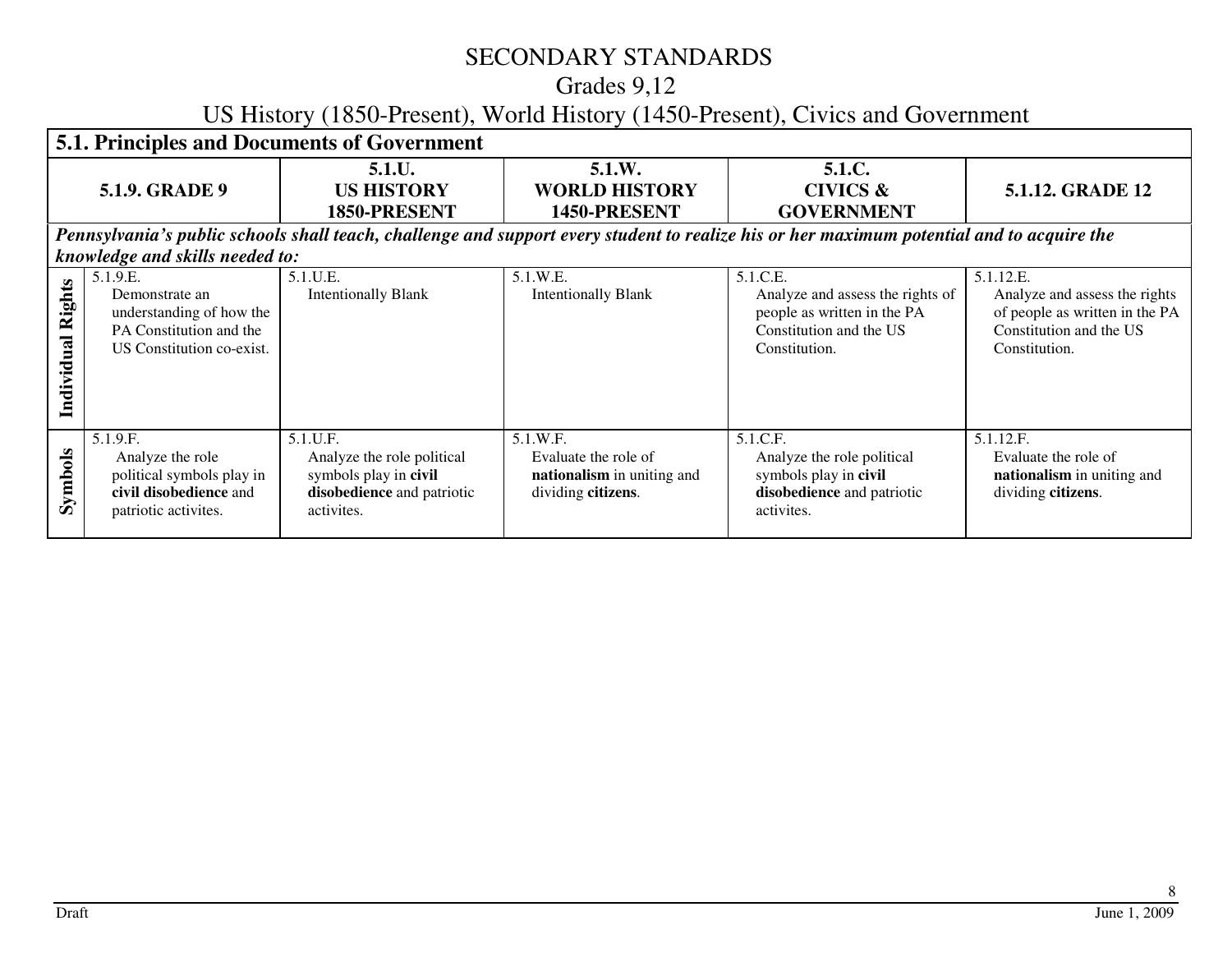# SECONDARY STANDARDS

## Grades 9,12

## US History (1850-Present), World History (1450-Present), Civics and Government

| **5.1. Principles and Documents of Government** | | | | | |
|---|---|---|---|---|---|
| | **5.1.9. GRADE 9** | **5.1.U. US HISTORY 1850-PRESENT** | **5.1.W. WORLD HISTORY 1450-PRESENT** | **5.1.C. CIVICS & GOVERNMENT** | **5.1.12. GRADE 12** |
| ***Pennsylvania's public schools shall teach, challenge and support every student to realize his or her maximum potential and to acquire the knowledge and skills needed to:*** | | | | | |
| **Individual Rights** | 5.1.9.E. Demonstrate an understanding of how the PA Constitution and the US Constitution co-exist. | 5.1.U.E. Intentionally Blank | 5.1.W.E. Intentionally Blank | 5.1.C.E. Analyze and assess the rights of people as written in the PA Constitution and the US Constitution. | 5.1.12.E. Analyze and assess the rights of people as written in the PA Constitution and the US Constitution. |
| **Symbols** | 5.1.9.F. Analyze the role political symbols play in **civil disobedience** and patriotic activites. | 5.1.U.F. Analyze the role political symbols play in **civil disobedience** and patriotic activites. | 5.1.W.F. Evaluate the role of **nationalism** in uniting and dividing **citizens**. | 5.1.C.F. Analyze the role political symbols play in **civil disobedience** and patriotic activites. | 5.1.12.F. Evaluate the role of **nationalism** in uniting and dividing **citizens**. |

Draft

June 1, 2009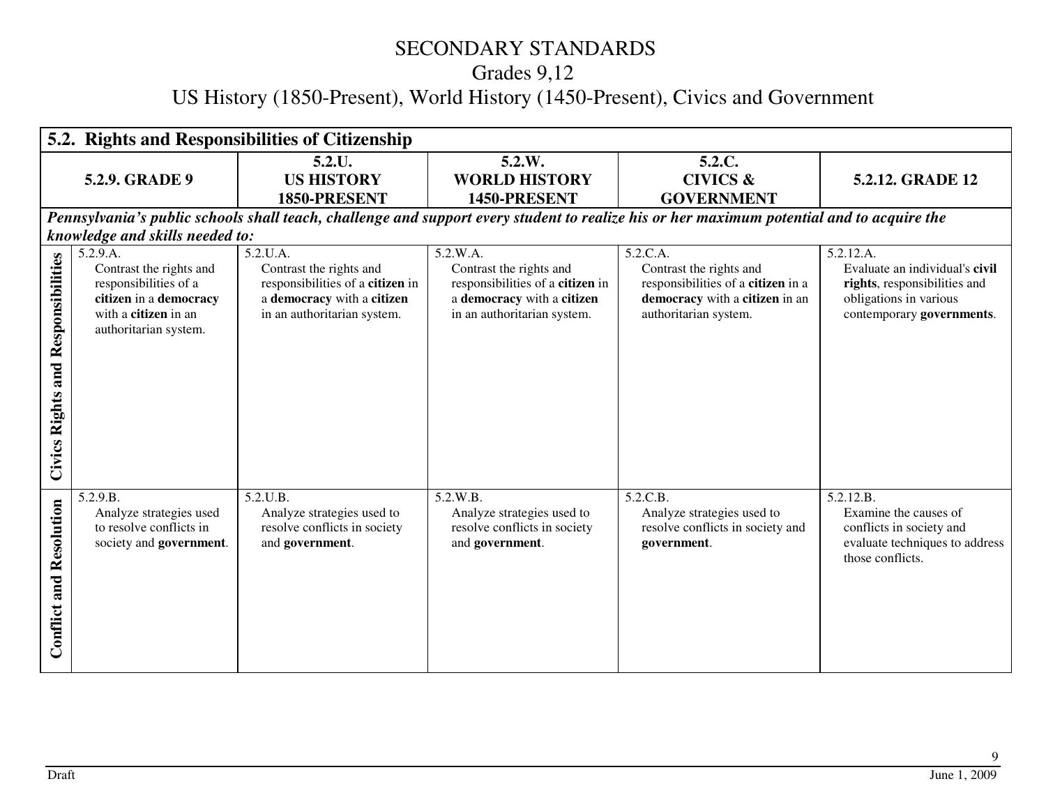# SECONDARY STANDARDS
## Grades 9,12
## US History (1850-Present), World History (1450-Present), Civics and Government

| **5.2. Rights and Responsibilities of Citizenship** | | | | | |
|---|---|---|---|---|---|
| | **5.2.9. GRADE 9** | **5.2.U. US HISTORY 1850-PRESENT** | **5.2.W. WORLD HISTORY 1450-PRESENT** | **5.2.C. CIVICS & GOVERNMENT** | **5.2.12. GRADE 12** |
| ***Pennsylvania's public schools shall teach, challenge and support every student to realize his or her maximum potential and to acquire the knowledge and skills needed to:*** | | | | | |
| **Civics Rights and Responsibilities** | 5.2.9.A. Contrast the rights and responsibilities of a **citizen** in a **democracy** with a **citizen** in an authoritarian system. | 5.2.U.A. Contrast the rights and responsibilities of a **citizen** in a **democracy** with a **citizen** in an authoritarian system. | 5.2.W.A. Contrast the rights and responsibilities of a **citizen** in a **democracy** with a **citizen** in an authoritarian system. | 5.2.C.A. Contrast the rights and responsibilities of a **citizen** in a **democracy** with a **citizen** in an authoritarian system. | 5.2.12.A. Evaluate an individual's **civil rights**, responsibilities and obligations in various contemporary **governments**. |
| **Conflict and Resolution** | 5.2.9.B. Analyze strategies used to resolve conflicts in society and **government**. | 5.2.U.B. Analyze strategies used to resolve conflicts in society and **government**. | 5.2.W.B. Analyze strategies used to resolve conflicts in society and **government**. | 5.2.C.B. Analyze strategies used to resolve conflicts in society and **government**. | 5.2.12.B. Examine the causes of conflicts in society and evaluate techniques to address those conflicts. |

Draft June 1, 2009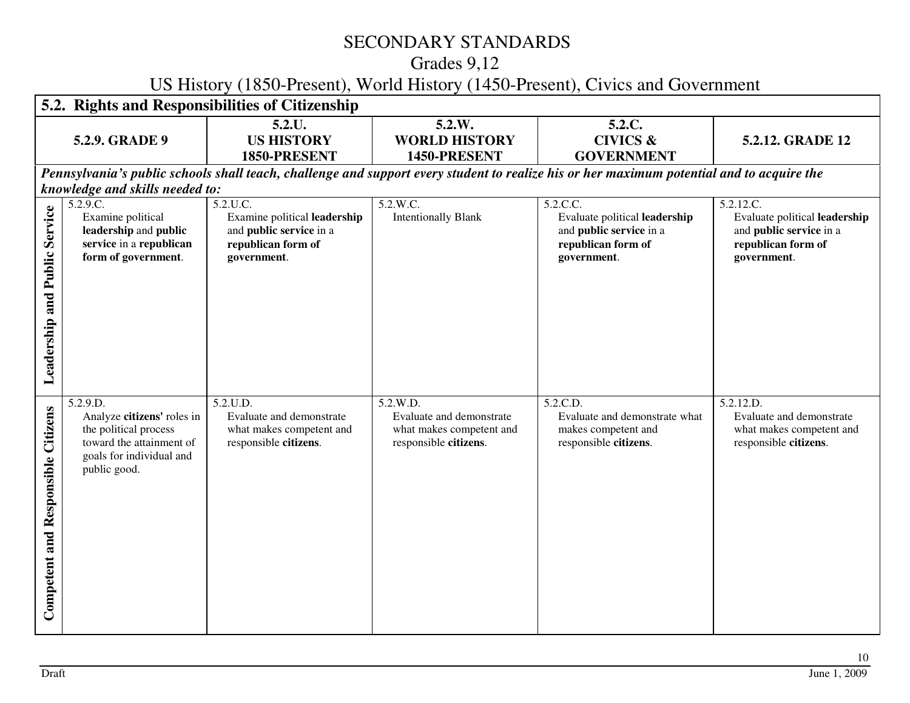# SECONDARY STANDARDS

## Grades 9,12

## US History (1850-Present), World History (1450-Present), Civics and Government

| **5.2. Rights and Responsibilities of Citizenship** | | | | | |
|---|---|---|---|---|---|
| | **5.2.9. GRADE 9** | **5.2.U. US HISTORY 1850-PRESENT** | **5.2.W. WORLD HISTORY 1450-PRESENT** | **5.2.C. CIVICS & GOVERNMENT** | **5.2.12. GRADE 12** |
| ***Pennsylvania's public schools shall teach, challenge and support every student to realize his or her maximum potential and to acquire the knowledge and skills needed to:*** | | | | | |
| **Leadership and Public Service** | 5.2.9.C. Examine political **leadership** and **public service** in a **republican form of government**. | 5.2.U.C. Examine political **leadership** and **public service** in a **republican form of government**. | 5.2.W.C. Intentionally Blank | 5.2.C.C. Evaluate political **leadership** and **public service** in a **republican form of government**. | 5.2.12.C. Evaluate political **leadership** and **public service** in a **republican form of government**. |
| **Competent and Responsible Citizens** | 5.2.9.D. Analyze **citizens'** roles in the political process toward the attainment of goals for individual and public good. | 5.2.U.D. Evaluate and demonstrate what makes competent and responsible **citizens**. | 5.2.W.D. Evaluate and demonstrate what makes competent and responsible **citizens**. | 5.2.C.D. Evaluate and demonstrate what makes competent and responsible **citizens**. | 5.2.12.D. Evaluate and demonstrate what makes competent and responsible **citizens**. |

Draft June 1, 2009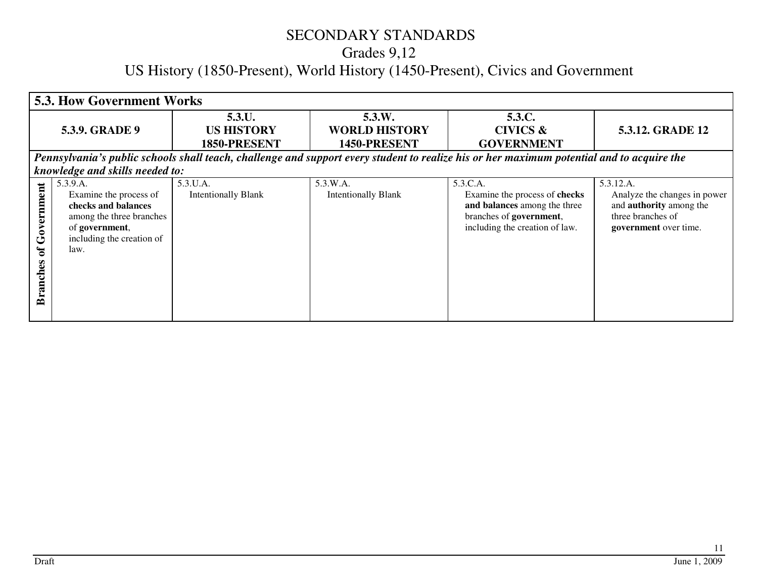# SECONDARY STANDARDS

## Grades 9,12

## US History (1850-Present), World History (1450-Present), Civics and Government

| **5.3. How Government Works** | | | | | |
|---|---|---|---|---|---|
| | **5.3.9. GRADE 9** | **5.3.U. US HISTORY 1850-PRESENT** | **5.3.W. WORLD HISTORY 1450-PRESENT** | **5.3.C. CIVICS & GOVERNMENT** | **5.3.12. GRADE 12** |
| ***Pennsylvania's public schools shall teach, challenge and support every student to realize his or her maximum potential and to acquire the knowledge and skills needed to:*** | | | | | |
| **Branches of Government** | 5.3.9.A. Examine the process of **checks and balances** among the three branches of **government**, including the creation of law. | 5.3.U.A. Intentionally Blank | 5.3.W.A. Intentionally Blank | 5.3.C.A. Examine the process of **checks and balances** among the three branches of **government**, including the creation of law. | 5.3.12.A. Analyze the changes in power and **authority** among the three branches of **government** over time. |

Draft

June 1, 2009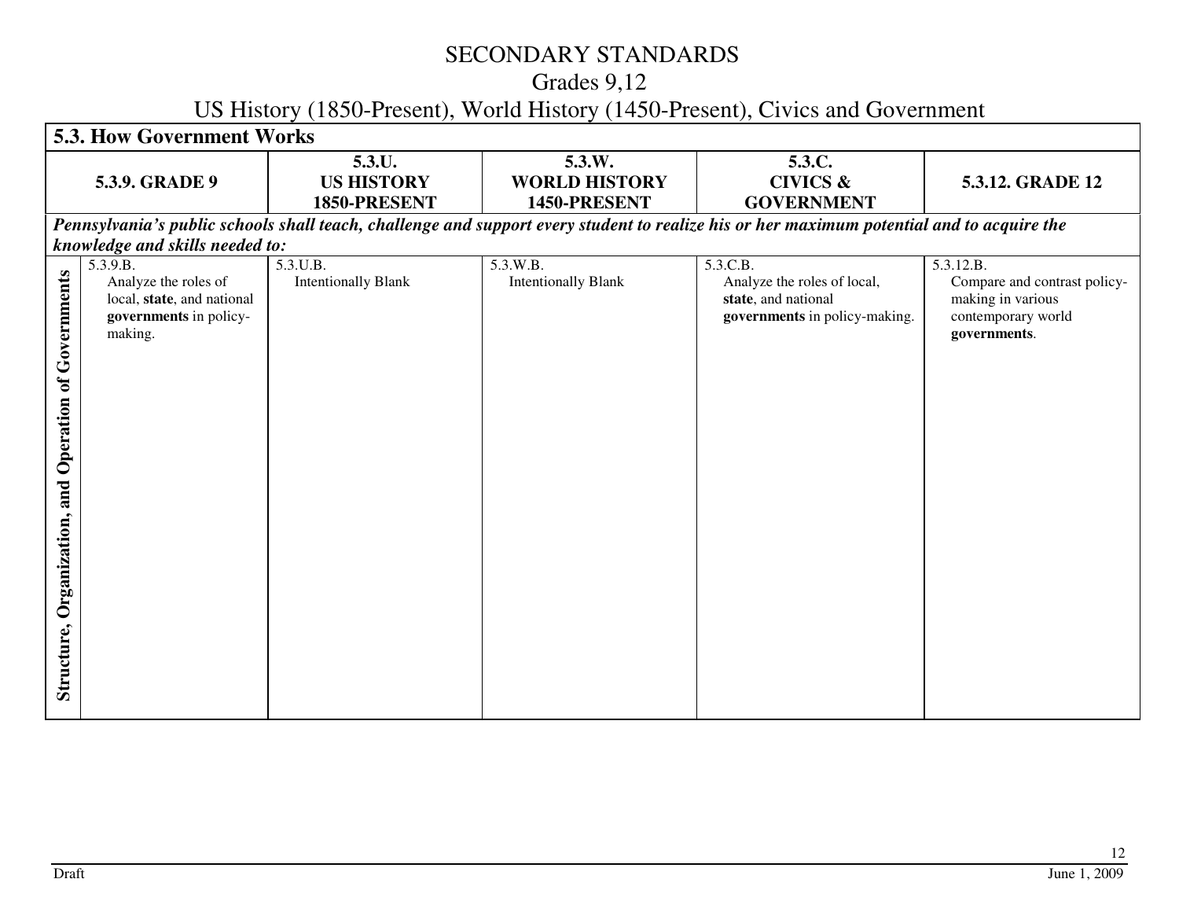# SECONDARY STANDARDS

## Grades 9,12

## US History (1850-Present), World History (1450-Present), Civics and Government

| **5.3. How Government Works** | | | | | |
|---|---|---|---|---|---|
| | **5.3.9. GRADE 9** | **5.3.U. US HISTORY 1850-PRESENT** | **5.3.W. WORLD HISTORY 1450-PRESENT** | **5.3.C. CIVICS & GOVERNMENT** | **5.3.12. GRADE 12** |
| ***Pennsylvania's public schools shall teach, challenge and support every student to realize his or her maximum potential and to acquire the knowledge and skills needed to:*** | | | | | |
| **Structure, Organization, and Operation of Governments** | 5.3.9.B. Analyze the roles of local, **state**, and national **governments** in policy-making. | 5.3.U.B. Intentionally Blank | 5.3.W.B. Intentionally Blank | 5.3.C.B. Analyze the roles of local, **state**, and national **governments** in policy-making. | 5.3.12.B. Compare and contrast policy-making in various contemporary world **governments**. |

Draft

June 1, 2009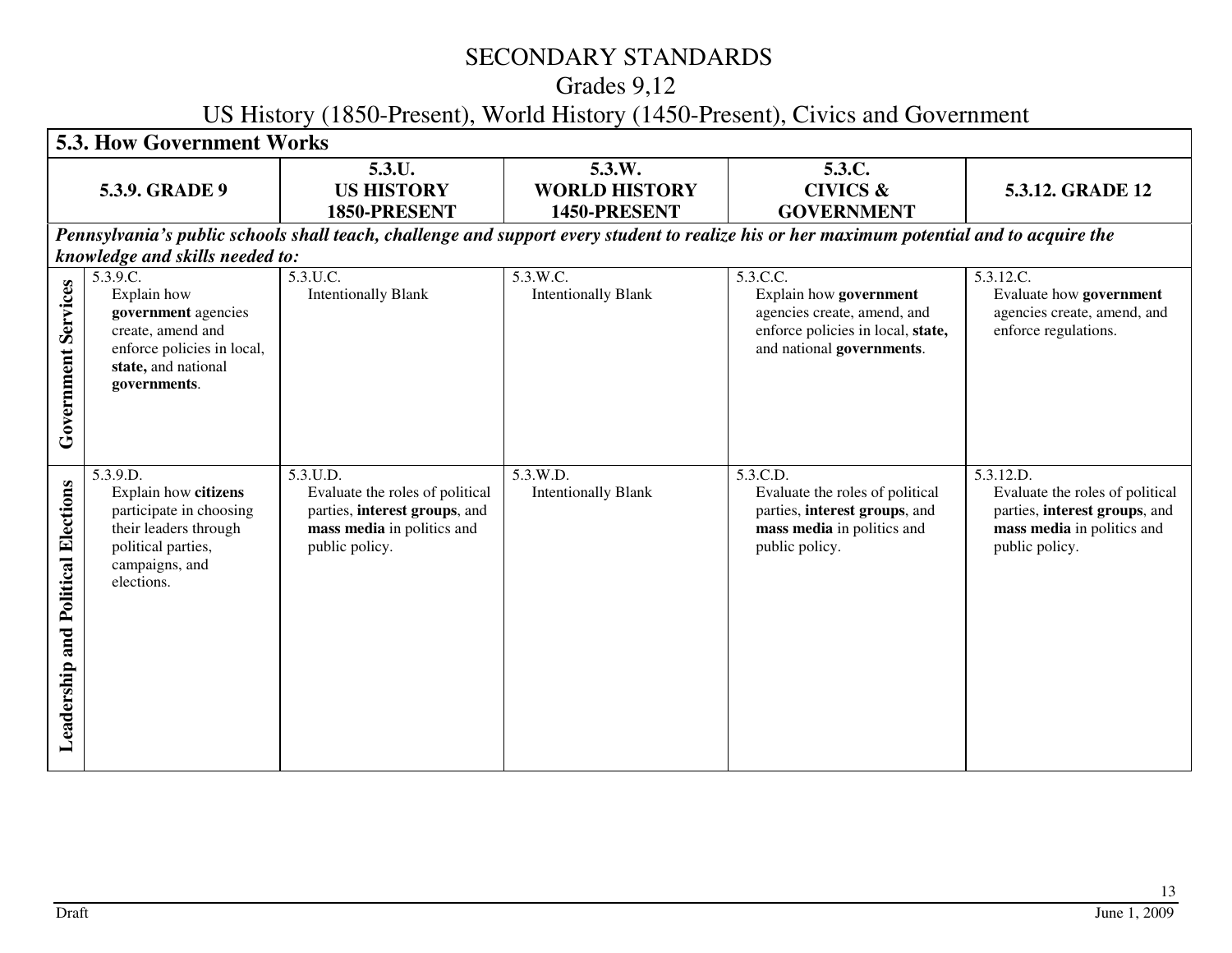# SECONDARY STANDARDS

## Grades 9,12

## US History (1850-Present), World History (1450-Present), Civics and Government

| **5.3. How Government Works** | | | | | |
|---|---|---|---|---|---|
| | **5.3.9. GRADE 9** | **5.3.U. US HISTORY 1850-PRESENT** | **5.3.W. WORLD HISTORY 1450-PRESENT** | **5.3.C. CIVICS & GOVERNMENT** | **5.3.12. GRADE 12** |
| ***Pennsylvania's public schools shall teach, challenge and support every student to realize his or her maximum potential and to acquire the knowledge and skills needed to:*** | | | | | |
| **Government Services** | 5.3.9.C. Explain how **government** agencies create, amend and enforce policies in local, **state,** and national **governments**. | 5.3.U.C. Intentionally Blank | 5.3.W.C. Intentionally Blank | 5.3.C.C. Explain how **government** agencies create, amend, and enforce policies in local, **state,** and national **governments**. | 5.3.12.C. Evaluate how **government** agencies create, amend, and enforce regulations. |
| **Leadership and Political Elections** | 5.3.9.D. Explain how **citizens** participate in choosing their leaders through political parties, campaigns, and elections. | 5.3.U.D. Evaluate the roles of political parties, **interest groups**, and **mass media** in politics and public policy. | 5.3.W.D. Intentionally Blank | 5.3.C.D. Evaluate the roles of political parties, **interest groups**, and **mass media** in politics and public policy. | 5.3.12.D. Evaluate the roles of political parties, **interest groups**, and **mass media** in politics and public policy. |

Draft June 1, 2009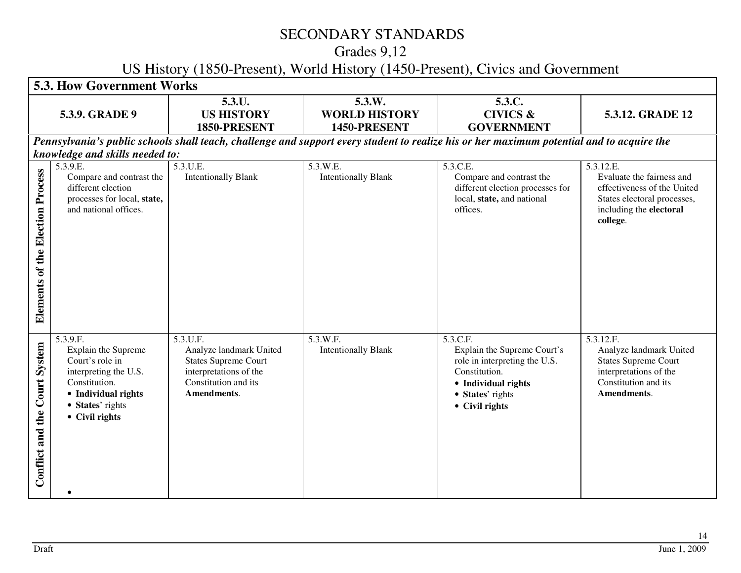# SECONDARY STANDARDS

## Grades 9,12

## US History (1850-Present), World History (1450-Present), Civics and Government

| 5.3. How Government Works | | | | | |
|---|---|---|---|---|---|
| | **5.3.9. GRADE 9** | **5.3.U. US HISTORY 1850-PRESENT** | **5.3.W. WORLD HISTORY 1450-PRESENT** | **5.3.C. CIVICS & GOVERNMENT** | **5.3.12. GRADE 12** |
| ***Pennsylvania's public schools shall teach, challenge and support every student to realize his or her maximum potential and to acquire the knowledge and skills needed to:*** | | | | | |
| **Elements of the Election Process** | 5.3.9.E. Compare and contrast the different election processes for local, **state,** and national offices. | 5.3.U.E. Intentionally Blank | 5.3.W.E. Intentionally Blank | 5.3.C.E. Compare and contrast the different election processes for local, **state,** and national offices. | 5.3.12.E. Evaluate the fairness and effectiveness of the United States electoral processes, including the **electoral college**. |
| **Conflict and the Court System** | 5.3.9.F. Explain the Supreme Court's role in interpreting the U.S. Constitution.<br>• **Individual rights**<br>• **States**' rights<br>• **Civil rights**<br>• | 5.3.U.F. Analyze landmark United States Supreme Court interpretations of the Constitution and its **Amendments**. | 5.3.W.F. Intentionally Blank | 5.3.C.F. Explain the Supreme Court's role in interpreting the U.S. Constitution.<br>• **Individual rights**<br>• **States**' rights<br>• **Civil rights** | 5.3.12.F. Analyze landmark United States Supreme Court interpretations of the Constitution and its **Amendments**. |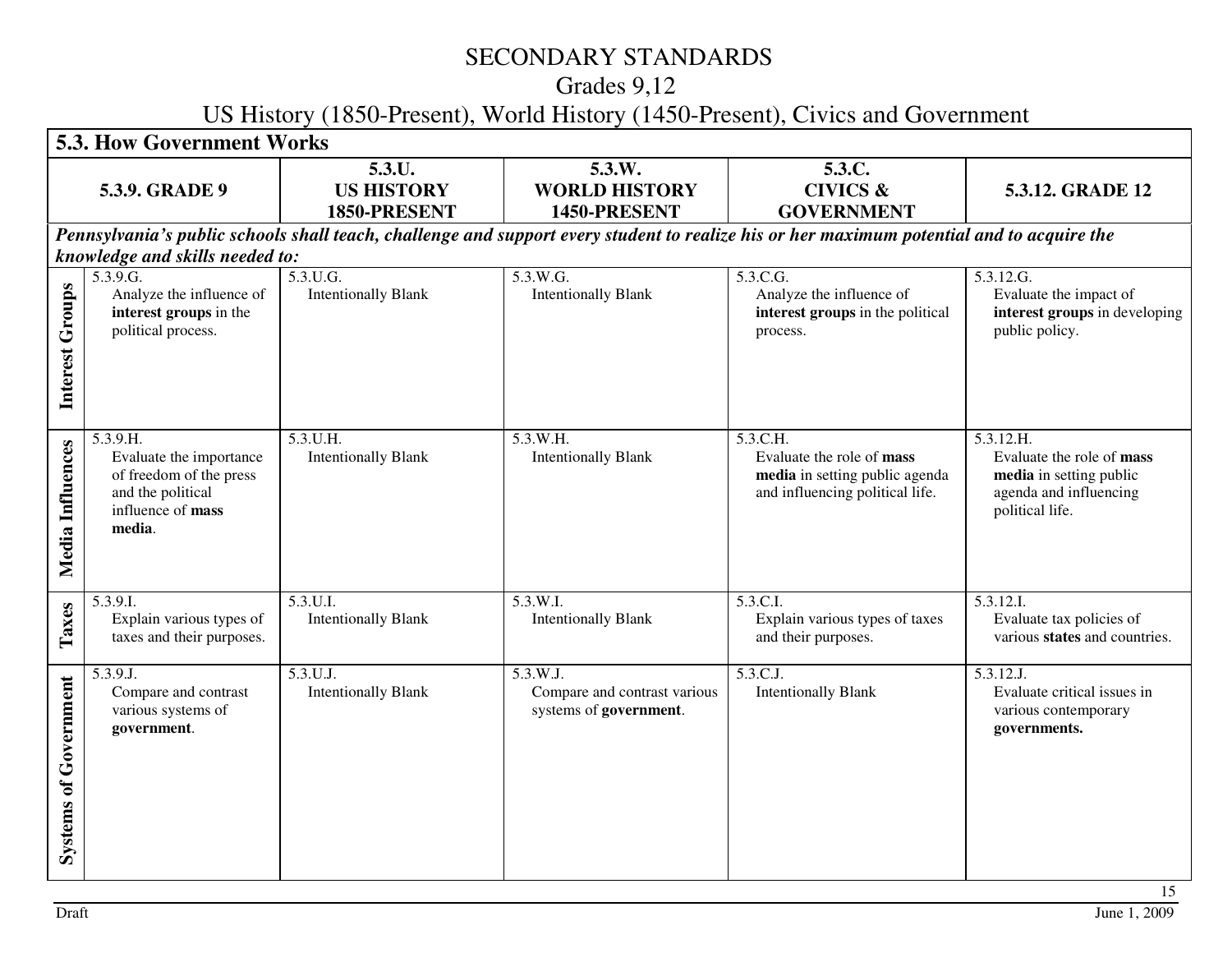# SECONDARY STANDARDS
## Grades 9,12
## US History (1850-Present), World History (1450-Present), Civics and Government

| **5.3. How Government Works** | | | | | |
|---|---|---|---|---|---|
| | **5.3.9. GRADE 9** | **5.3.U. US HISTORY 1850-PRESENT** | **5.3.W. WORLD HISTORY 1450-PRESENT** | **5.3.C. CIVICS & GOVERNMENT** | **5.3.12. GRADE 12** |
| ***Pennsylvania's public schools shall teach, challenge and support every student to realize his or her maximum potential and to acquire the knowledge and skills needed to:*** | | | | | |
| **Interest Groups** | 5.3.9.G. Analyze the influence of **interest groups** in the political process. | 5.3.U.G. Intentionally Blank | 5.3.W.G. Intentionally Blank | 5.3.C.G. Analyze the influence of **interest groups** in the political process. | 5.3.12.G. Evaluate the impact of **interest groups** in developing public policy. |
| **Media Influences** | 5.3.9.H. Evaluate the importance of freedom of the press and the political influence of **mass media**. | 5.3.U.H. Intentionally Blank | 5.3.W.H. Intentionally Blank | 5.3.C.H. Evaluate the role of **mass media** in setting public agenda and influencing political life. | 5.3.12.H. Evaluate the role of **mass media** in setting public agenda and influencing political life. |
| **Taxes** | 5.3.9.I. Explain various types of taxes and their purposes. | 5.3.U.I. Intentionally Blank | 5.3.W.I. Intentionally Blank | 5.3.C.I. Explain various types of taxes and their purposes. | 5.3.12.I. Evaluate tax policies of various **states** and countries. |
| **Systems of Government** | 5.3.9.J. Compare and contrast various systems of **government**. | 5.3.U.J. Intentionally Blank | 5.3.W.J. Compare and contrast various systems of **government**. | 5.3.C.J. Intentionally Blank | 5.3.12.J. Evaluate critical issues in various contemporary **governments.** |

Draft

June 1, 2009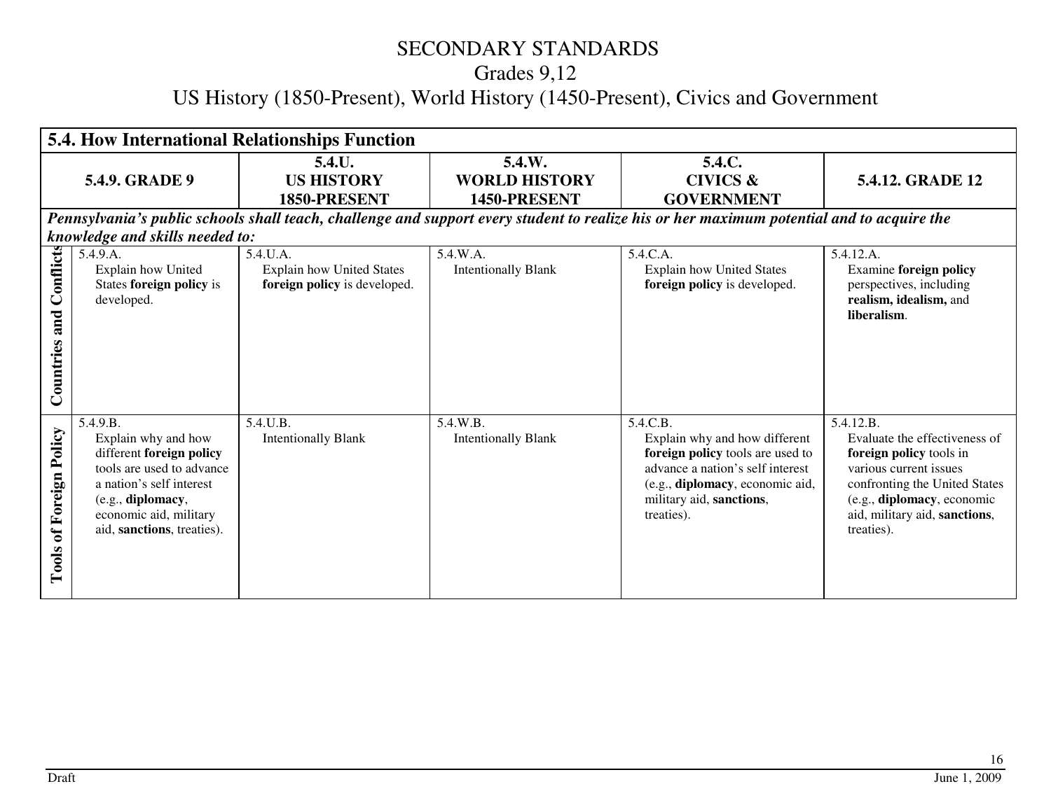# SECONDARY STANDARDS

## Grades 9,12

## US History (1850-Present), World History (1450-Present), Civics and Government

| 5.4. How International Relationships Function | | | | | |
|---|---|---|---|---|---|
| | **5.4.9. GRADE 9** | **5.4.U. US HISTORY 1850-PRESENT** | **5.4.W. WORLD HISTORY 1450-PRESENT** | **5.4.C. CIVICS & GOVERNMENT** | **5.4.12. GRADE 12** |
| ***Pennsylvania's public schools shall teach, challenge and support every student to realize his or her maximum potential and to acquire the knowledge and skills needed to:*** | | | | | |
| **Countries and Conflicts** | 5.4.9.A. Explain how United States **foreign policy** is developed. | 5.4.U.A. Explain how United States **foreign policy** is developed. | 5.4.W.A. Intentionally Blank | 5.4.C.A. Explain how United States **foreign policy** is developed. | 5.4.12.A. Examine **foreign policy** perspectives, including **realism, idealism,** and **liberalism**. |
| **Tools of Foreign Policy** | 5.4.9.B. Explain why and how different **foreign policy** tools are used to advance a nation's self interest (e.g., **diplomacy**, economic aid, military aid, **sanctions**, treaties). | 5.4.U.B. Intentionally Blank | 5.4.W.B. Intentionally Blank | 5.4.C.B. Explain why and how different **foreign policy** tools are used to advance a nation's self interest (e.g., **diplomacy**, economic aid, military aid, **sanctions**, treaties). | 5.4.12.B. Evaluate the effectiveness of **foreign policy** tools in various current issues confronting the United States (e.g., **diplomacy**, economic aid, military aid, **sanctions**, treaties). |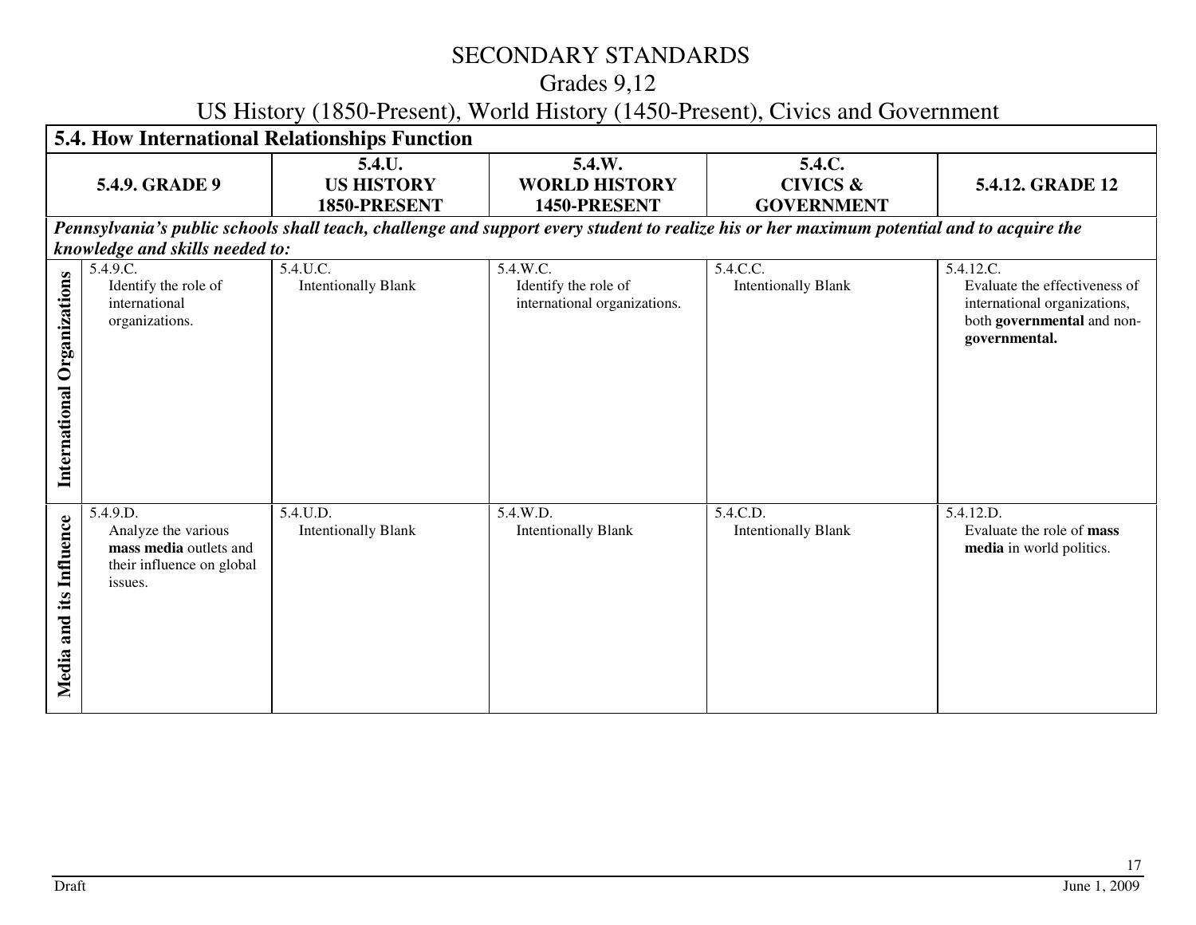# SECONDARY STANDARDS

## Grades 9,12

## US History (1850-Present), World History (1450-Present), Civics and Government

| 5.4. How International Relationships Function | | | | | |
|---|---|---|---|---|---|
| | **5.4.9. GRADE 9** | **5.4.U. US HISTORY 1850-PRESENT** | **5.4.W. WORLD HISTORY 1450-PRESENT** | **5.4.C. CIVICS & GOVERNMENT** | **5.4.12. GRADE 12** |
| ***Pennsylvania's public schools shall teach, challenge and support every student to realize his or her maximum potential and to acquire the knowledge and skills needed to:*** | | | | | |
| **International Organizations** | 5.4.9.C. Identify the role of international organizations. | 5.4.U.C. Intentionally Blank | 5.4.W.C. Identify the role of international organizations. | 5.4.C.C. Intentionally Blank | 5.4.12.C. Evaluate the effectiveness of international organizations, both **governmental** and non-**governmental.** |
| **Media and its Influence** | 5.4.9.D. Analyze the various **mass media** outlets and their influence on global issues. | 5.4.U.D. Intentionally Blank | 5.4.W.D. Intentionally Blank | 5.4.C.D. Intentionally Blank | 5.4.12.D. Evaluate the role of **mass media** in world politics. |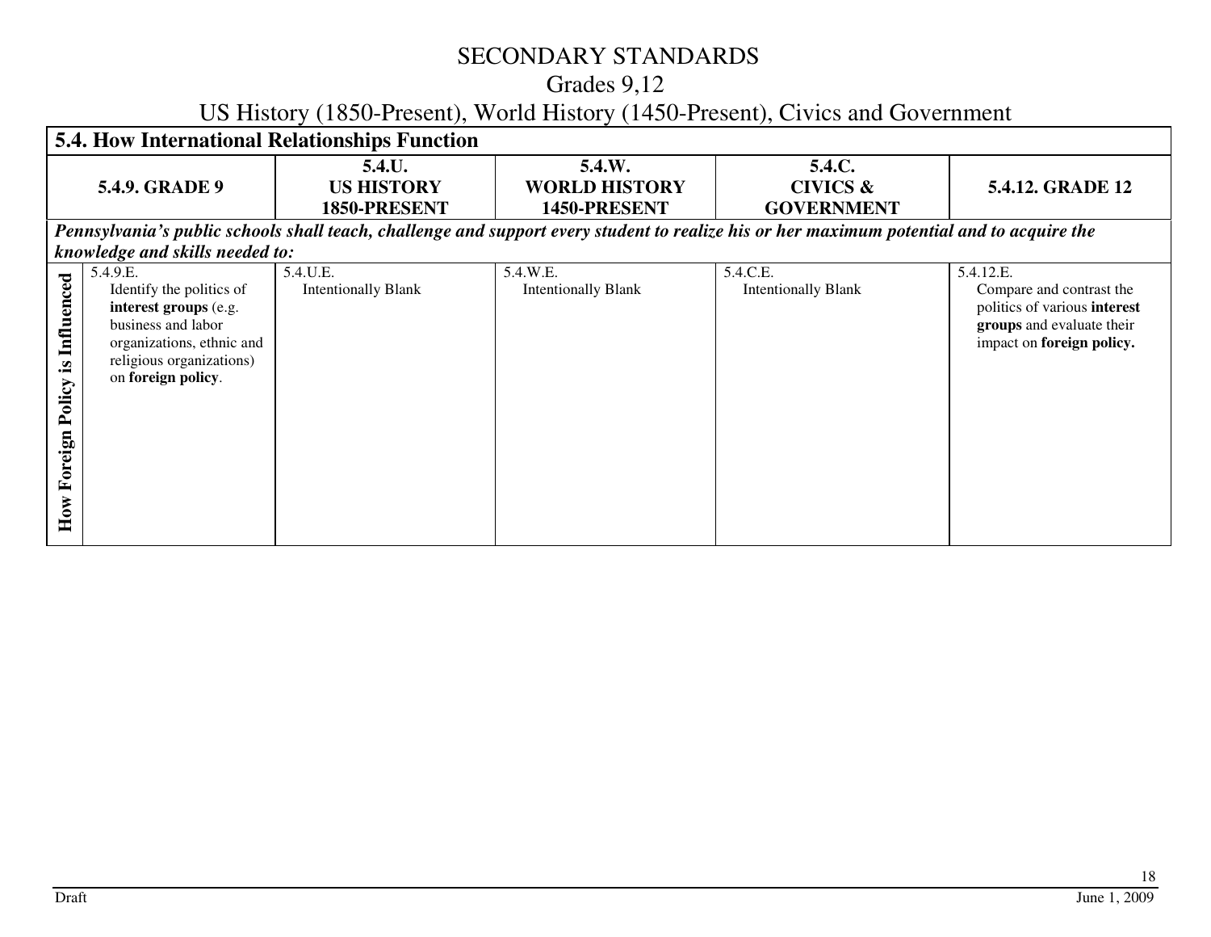# SECONDARY STANDARDS

## Grades 9,12

## US History (1850-Present), World History (1450-Present), Civics and Government

| 5.4. How International Relationships Function | | | | | |
|---|---|---|---|---|---|
| | **5.4.9. GRADE 9** | **5.4.U. US HISTORY 1850-PRESENT** | **5.4.W. WORLD HISTORY 1450-PRESENT** | **5.4.C. CIVICS & GOVERNMENT** | **5.4.12. GRADE 12** |
| ***Pennsylvania's public schools shall teach, challenge and support every student to realize his or her maximum potential and to acquire the knowledge and skills needed to:*** | | | | | |
| **How Foreign Policy is Influenced** | 5.4.9.E. Identify the politics of **interest groups** (e.g. business and labor organizations, ethnic and religious organizations) on **foreign policy**. | 5.4.U.E. Intentionally Blank | 5.4.W.E. Intentionally Blank | 5.4.C.E. Intentionally Blank | 5.4.12.E. Compare and contrast the politics of various **interest groups** and evaluate their impact on **foreign policy.** |

Draft June 1, 2009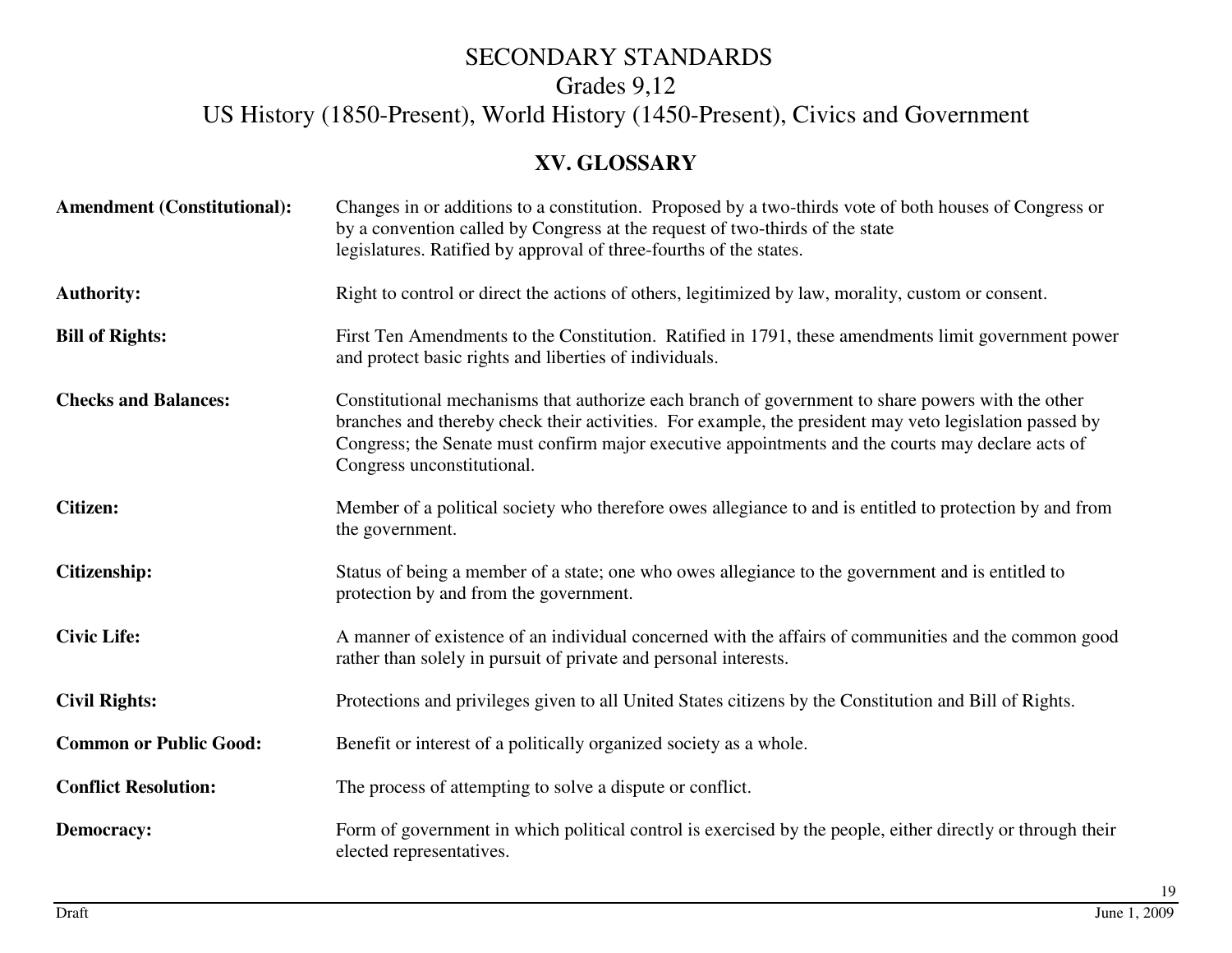# SECONDARY STANDARDS

## Grades 9,12

## US History (1850-Present), World History (1450-Present), Civics and Government

### XV. GLOSSARY

**Amendment (Constitutional):** Changes in or additions to a constitution. Proposed by a two-thirds vote of both houses of Congress or by a convention called by Congress at the request of two-thirds of the state legislatures. Ratified by approval of three-fourths of the states.

**Authority:** Right to control or direct the actions of others, legitimized by law, morality, custom or consent.

**Bill of Rights:** First Ten Amendments to the Constitution. Ratified in 1791, these amendments limit government power and protect basic rights and liberties of individuals.

**Checks and Balances:** Constitutional mechanisms that authorize each branch of government to share powers with the other branches and thereby check their activities. For example, the president may veto legislation passed by Congress; the Senate must confirm major executive appointments and the courts may declare acts of Congress unconstitutional.

**Citizen:** Member of a political society who therefore owes allegiance to and is entitled to protection by and from the government.

**Citizenship:** Status of being a member of a state; one who owes allegiance to the government and is entitled to protection by and from the government.

**Civic Life:** A manner of existence of an individual concerned with the affairs of communities and the common good rather than solely in pursuit of private and personal interests.

**Civil Rights:** Protections and privileges given to all United States citizens by the Constitution and Bill of Rights.

**Common or Public Good:** Benefit or interest of a politically organized society as a whole.

**Conflict Resolution:** The process of attempting to solve a dispute or conflict.

**Democracy:** Form of government in which political control is exercised by the people, either directly or through their elected representatives.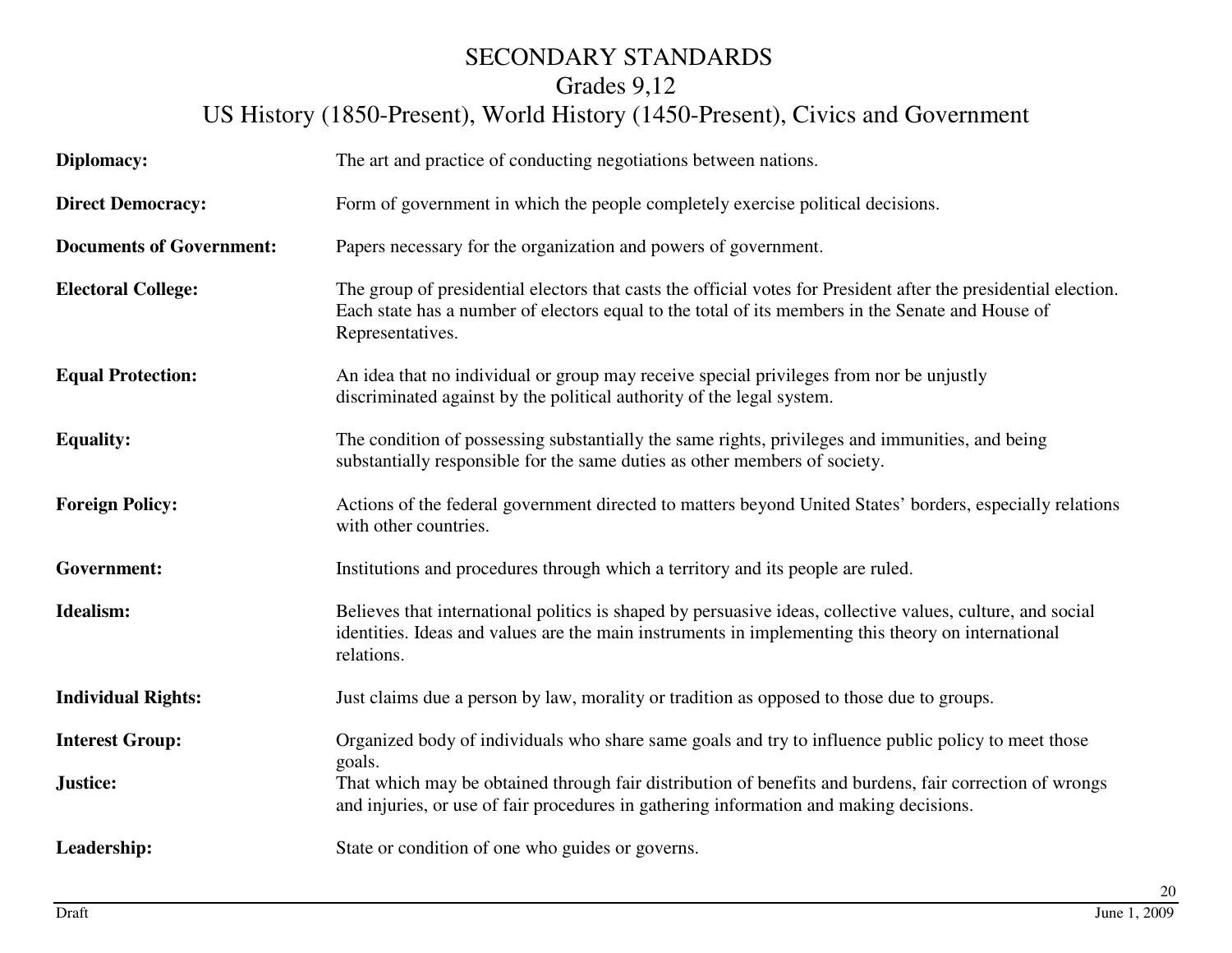# SECONDARY STANDARDS
## Grades 9,12
## US History (1850-Present), World History (1450-Present), Civics and Government

| | |
|---|---|
| **Diplomacy:** | The art and practice of conducting negotiations between nations. |
| **Direct Democracy:** | Form of government in which the people completely exercise political decisions. |
| **Documents of Government:** | Papers necessary for the organization and powers of government. |
| **Electoral College:** | The group of presidential electors that casts the official votes for President after the presidential election. Each state has a number of electors equal to the total of its members in the Senate and House of Representatives. |
| **Equal Protection:** | An idea that no individual or group may receive special privileges from nor be unjustly discriminated against by the political authority of the legal system. |
| **Equality:** | The condition of possessing substantially the same rights, privileges and immunities, and being substantially responsible for the same duties as other members of society. |
| **Foreign Policy:** | Actions of the federal government directed to matters beyond United States' borders, especially relations with other countries. |
| **Government:** | Institutions and procedures through which a territory and its people are ruled. |
| **Idealism:** | Believes that international politics is shaped by persuasive ideas, collective values, culture, and social identities. Ideas and values are the main instruments in implementing this theory on international relations. |
| **Individual Rights:** | Just claims due a person by law, morality or tradition as opposed to those due to groups. |
| **Interest Group:** | Organized body of individuals who share same goals and try to influence public policy to meet those goals. |
| **Justice:** | That which may be obtained through fair distribution of benefits and burdens, fair correction of wrongs and injuries, or use of fair procedures in gathering information and making decisions. |
| **Leadership:** | State or condition of one who guides or governs. |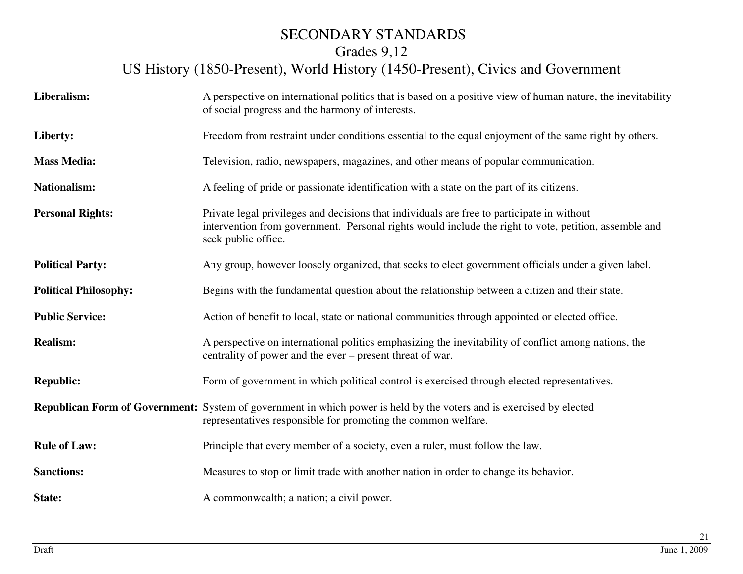# SECONDARY STANDARDS
## Grades 9,12
## US History (1850-Present), World History (1450-Present), Civics and Government

**Liberalism:** A perspective on international politics that is based on a positive view of human nature, the inevitability of social progress and the harmony of interests.

**Liberty:** Freedom from restraint under conditions essential to the equal enjoyment of the same right by others.

**Mass Media:** Television, radio, newspapers, magazines, and other means of popular communication.

**Nationalism:** A feeling of pride or passionate identification with a state on the part of its citizens.

**Personal Rights:** Private legal privileges and decisions that individuals are free to participate in without intervention from government. Personal rights would include the right to vote, petition, assemble and seek public office.

**Political Party:** Any group, however loosely organized, that seeks to elect government officials under a given label.

**Political Philosophy:** Begins with the fundamental question about the relationship between a citizen and their state.

**Public Service:** Action of benefit to local, state or national communities through appointed or elected office.

**Realism:** A perspective on international politics emphasizing the inevitability of conflict among nations, the centrality of power and the ever – present threat of war.

**Republic:** Form of government in which political control is exercised through elected representatives.

**Republican Form of Government:** System of government in which power is held by the voters and is exercised by elected representatives responsible for promoting the common welfare.

**Rule of Law:** Principle that every member of a society, even a ruler, must follow the law.

**Sanctions:** Measures to stop or limit trade with another nation in order to change its behavior.

**State:** A commonwealth; a nation; a civil power.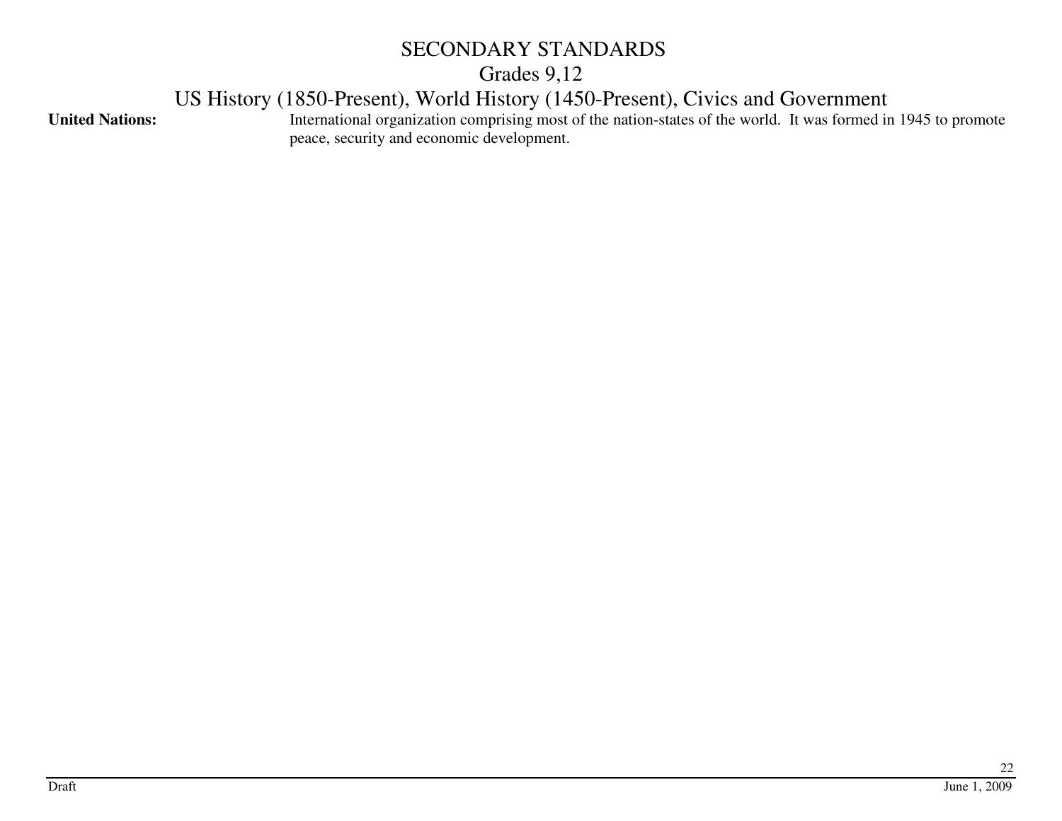**United Nations:** International organization comprising most of the nation-states of the world. It was formed in 1945 to promote peace, security and economic development.